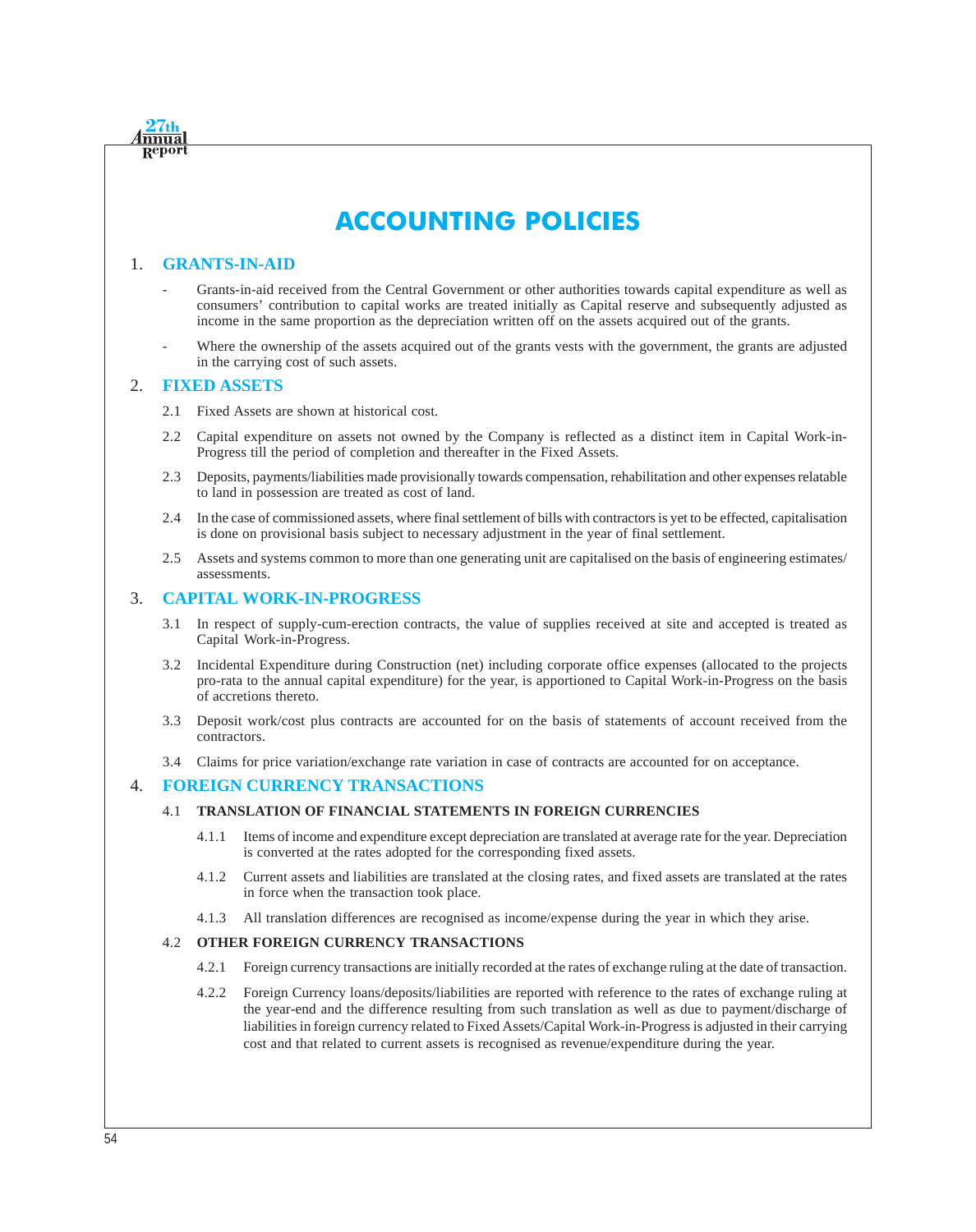# ACCOUNTING POLICIES

## 1. GRANTS-IN-AID

- Grants-in-aid received from the Central Government or other authorities towards capital expenditure as well as consumers' contribution to capital works are treated initially as Capital reserve and subsequently adjusted as income in the same proportion as the depreciation written off on the assets acquired out of the grants.
- Where the ownership of the assets acquired out of the grants vests with the government, the grants are adjusted in the carrying cost of such assets.

## 2. FIXED ASSETS

2.1 Fixed Assets are shown at historical cost.

2.2 Capital expenditure on assets not owned by the Company is reflected as a distinct item in Capital Work-in-Progress till the period of completion and thereafter in the Fixed Assets.

2.3 Deposits, payments/liabilities made provisionally towards compensation, rehabilitation and other expenses relatable to land in possession are treated as cost of land.

2.4 In the case of commissioned assets, where final settlement of bills with contractors is yet to be effected, capitalisation is done on provisional basis subject to necessary adjustment in the year of final settlement.

2.5 Assets and systems common to more than one generating unit are capitalised on the basis of engineering estimates/ assessments.

## 3. CAPITAL WORK-IN-PROGRESS

3.1 In respect of supply-cum-erection contracts, the value of supplies received at site and accepted is treated as Capital Work-in-Progress.

3.2 Incidental Expenditure during Construction (net) including corporate office expenses (allocated to the projects pro-rata to the annual capital expenditure) for the year, is apportioned to Capital Work-in-Progress on the basis of accretions thereto.

3.3 Deposit work/cost plus contracts are accounted for on the basis of statements of account received from the contractors.

3.4 Claims for price variation/exchange rate variation in case of contracts are accounted for on acceptance.

## 4. FOREIGN CURRENCY TRANSACTIONS

### 4.1 TRANSLATION OF FINANCIAL STATEMENTS IN FOREIGN CURRENCIES

4.1.1 Items of income and expenditure except depreciation are translated at average rate for the year. Depreciation is converted at the rates adopted for the corresponding fixed assets.

4.1.2 Current assets and liabilities are translated at the closing rates, and fixed assets are translated at the rates in force when the transaction took place.

4.1.3 All translation differences are recognised as income/expense during the year in which they arise.

### 4.2 OTHER FOREIGN CURRENCY TRANSACTIONS

4.2.1 Foreign currency transactions are initially recorded at the rates of exchange ruling at the date of transaction.

4.2.2 Foreign Currency loans/deposits/liabilities are reported with reference to the rates of exchange ruling at the year-end and the difference resulting from such translation as well as due to payment/discharge of liabilities in foreign currency related to Fixed Assets/Capital Work-in-Progress is adjusted in their carrying cost and that related to current assets is recognised as revenue/expenditure during the year.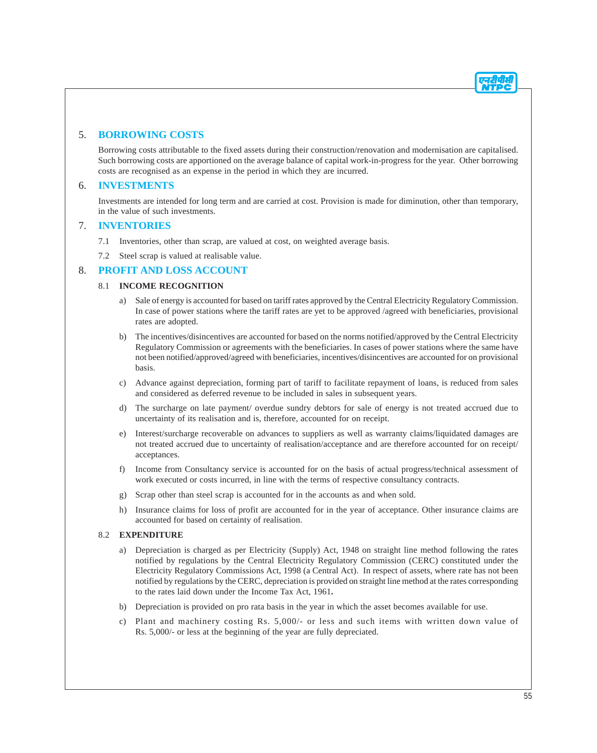## 5. BORROWING COSTS

Borrowing costs attributable to the fixed assets during their construction/renovation and modernisation are capitalised. Such borrowing costs are apportioned on the average balance of capital work-in-progress for the year. Other borrowing costs are recognised as an expense in the period in which they are incurred.

## 6. INVESTMENTS

Investments are intended for long term and are carried at cost. Provision is made for diminution, other than temporary, in the value of such investments.

## 7. INVENTORIES

7.1 Inventories, other than scrap, are valued at cost, on weighted average basis.

7.2 Steel scrap is valued at realisable value.

## 8. PROFIT AND LOSS ACCOUNT

### 8.1 INCOME RECOGNITION

a) Sale of energy is accounted for based on tariff rates approved by the Central Electricity Regulatory Commission. In case of power stations where the tariff rates are yet to be approved /agreed with beneficiaries, provisional rates are adopted.

b) The incentives/disincentives are accounted for based on the norms notified/approved by the Central Electricity Regulatory Commission or agreements with the beneficiaries. In cases of power stations where the same have not been notified/approved/agreed with beneficiaries, incentives/disincentives are accounted for on provisional basis.

c) Advance against depreciation, forming part of tariff to facilitate repayment of loans, is reduced from sales and considered as deferred revenue to be included in sales in subsequent years.

d) The surcharge on late payment/ overdue sundry debtors for sale of energy is not treated accrued due to uncertainty of its realisation and is, therefore, accounted for on receipt.

e) Interest/surcharge recoverable on advances to suppliers as well as warranty claims/liquidated damages are not treated accrued due to uncertainty of realisation/acceptance and are therefore accounted for on receipt/ acceptances.

f) Income from Consultancy service is accounted for on the basis of actual progress/technical assessment of work executed or costs incurred, in line with the terms of respective consultancy contracts.

g) Scrap other than steel scrap is accounted for in the accounts as and when sold.

h) Insurance claims for loss of profit are accounted for in the year of acceptance. Other insurance claims are accounted for based on certainty of realisation.

### 8.2 EXPENDITURE

a) Depreciation is charged as per Electricity (Supply) Act, 1948 on straight line method following the rates notified by regulations by the Central Electricity Regulatory Commission (CERC) constituted under the Electricity Regulatory Commissions Act, 1998 (a Central Act). In respect of assets, where rate has not been notified by regulations by the CERC, depreciation is provided on straight line method at the rates corresponding to the rates laid down under the Income Tax Act, 1961**.**

b) Depreciation is provided on pro rata basis in the year in which the asset becomes available for use.

c) Plant and machinery costing Rs. 5,000/- or less and such items with written down value of Rs. 5,000/- or less at the beginning of the year are fully depreciated.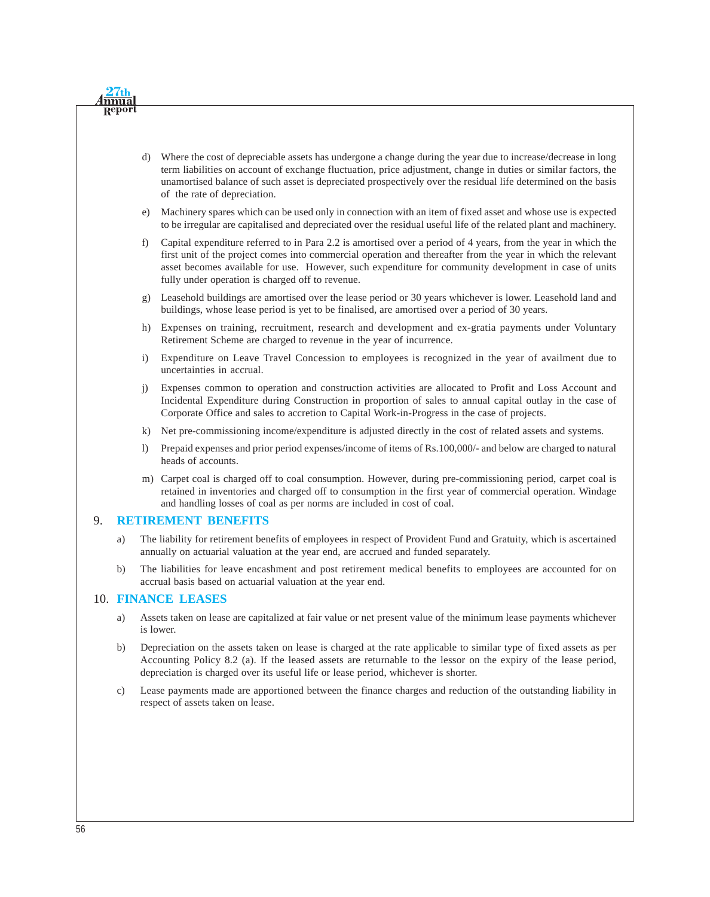d) Where the cost of depreciable assets has undergone a change during the year due to increase/decrease in long term liabilities on account of exchange fluctuation, price adjustment, change in duties or similar factors, the unamortised balance of such asset is depreciated prospectively over the residual life determined on the basis of the rate of depreciation.

e) Machinery spares which can be used only in connection with an item of fixed asset and whose use is expected to be irregular are capitalised and depreciated over the residual useful life of the related plant and machinery.

f) Capital expenditure referred to in Para 2.2 is amortised over a period of 4 years, from the year in which the first unit of the project comes into commercial operation and thereafter from the year in which the relevant asset becomes available for use. However, such expenditure for community development in case of units fully under operation is charged off to revenue.

g) Leasehold buildings are amortised over the lease period or 30 years whichever is lower. Leasehold land and buildings, whose lease period is yet to be finalised, are amortised over a period of 30 years.

h) Expenses on training, recruitment, research and development and ex-gratia payments under Voluntary Retirement Scheme are charged to revenue in the year of incurrence.

i) Expenditure on Leave Travel Concession to employees is recognized in the year of availment due to uncertainties in accrual.

j) Expenses common to operation and construction activities are allocated to Profit and Loss Account and Incidental Expenditure during Construction in proportion of sales to annual capital outlay in the case of Corporate Office and sales to accretion to Capital Work-in-Progress in the case of projects.

k) Net pre-commissioning income/expenditure is adjusted directly in the cost of related assets and systems.

l) Prepaid expenses and prior period expenses/income of items of Rs.100,000/- and below are charged to natural heads of accounts.

m) Carpet coal is charged off to coal consumption. However, during pre-commissioning period, carpet coal is retained in inventories and charged off to consumption in the first year of commercial operation. Windage and handling losses of coal as per norms are included in cost of coal.

## 9. RETIREMENT BENEFITS

a) The liability for retirement benefits of employees in respect of Provident Fund and Gratuity, which is ascertained annually on actuarial valuation at the year end, are accrued and funded separately.

b) The liabilities for leave encashment and post retirement medical benefits to employees are accounted for on accrual basis based on actuarial valuation at the year end.

## 10. FINANCE LEASES

a) Assets taken on lease are capitalized at fair value or net present value of the minimum lease payments whichever is lower.

b) Depreciation on the assets taken on lease is charged at the rate applicable to similar type of fixed assets as per Accounting Policy 8.2 (a). If the leased assets are returnable to the lessor on the expiry of the lease period, depreciation is charged over its useful life or lease period, whichever is shorter.

c) Lease payments made are apportioned between the finance charges and reduction of the outstanding liability in respect of assets taken on lease.